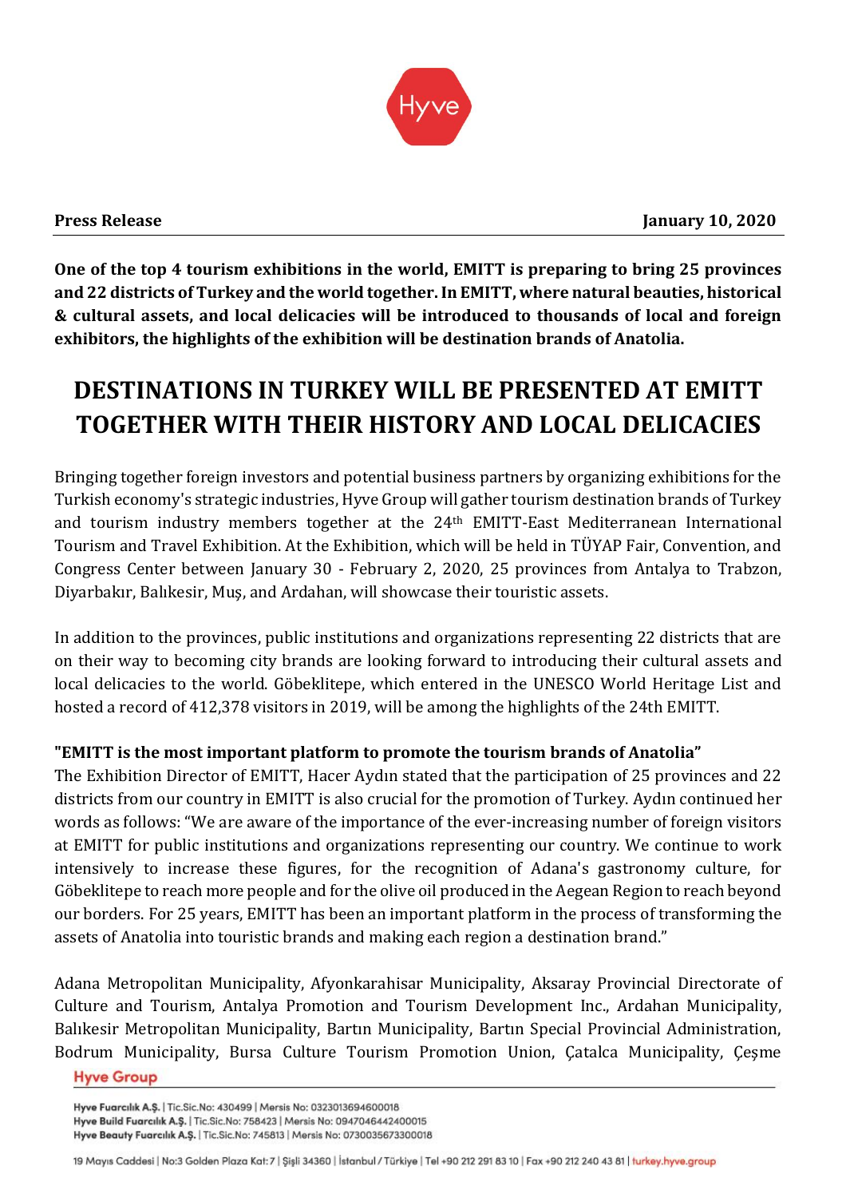**Press Release** **January 10, 2020**

**One of the top 4 tourism exhibitions in the world, EMITT is preparing to bring 25 provinces and 22 districts of Turkey and the world together. In EMITT, where natural beauties, historical & cultural assets, and local delicacies will be introduced to thousands of local and foreign exhibitors, the highlights of the exhibition will be destination brands of Anatolia.**

# DESTINATIONS IN TURKEY WILL BE PRESENTED AT EMITT TOGETHER WITH THEIR HISTORY AND LOCAL DELICACIES

Bringing together foreign investors and potential business partners by organizing exhibitions for the Turkish economy's strategic industries, Hyve Group will gather tourism destination brands of Turkey and tourism industry members together at the 24th EMITT-East Mediterranean International Tourism and Travel Exhibition. At the Exhibition, which will be held in TÜYAP Fair, Convention, and Congress Center between January 30 - February 2, 2020, 25 provinces from Antalya to Trabzon, Diyarbakır, Balıkesir, Muş, and Ardahan, will showcase their touristic assets.

In addition to the provinces, public institutions and organizations representing 22 districts that are on their way to becoming city brands are looking forward to introducing their cultural assets and local delicacies to the world. Göbeklitepe, which entered in the UNESCO World Heritage List and hosted a record of 412,378 visitors in 2019, will be among the highlights of the 24th EMITT.

**"EMITT is the most important platform to promote the tourism brands of Anatolia"**

The Exhibition Director of EMITT, Hacer Aydın stated that the participation of 25 provinces and 22 districts from our country in EMITT is also crucial for the promotion of Turkey. Aydın continued her words as follows: "We are aware of the importance of the ever-increasing number of foreign visitors at EMITT for public institutions and organizations representing our country. We continue to work intensively to increase these figures, for the recognition of Adana's gastronomy culture, for Göbeklitepe to reach more people and for the olive oil produced in the Aegean Region to reach beyond our borders. For 25 years, EMITT has been an important platform in the process of transforming the assets of Anatolia into touristic brands and making each region a destination brand."

Adana Metropolitan Municipality, Afyonkarahisar Municipality, Aksaray Provincial Directorate of Culture and Tourism, Antalya Promotion and Tourism Development Inc., Ardahan Municipality, Balıkesir Metropolitan Municipality, Bartın Municipality, Bartın Special Provincial Administration, Bodrum Municipality, Bursa Culture Tourism Promotion Union, Çatalca Municipality, Çeşme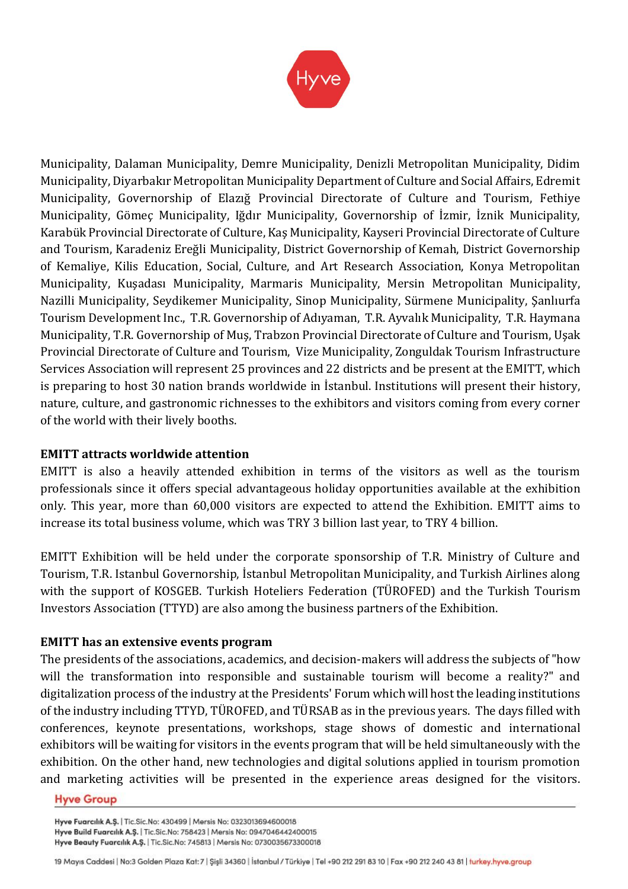Municipality, Dalaman Municipality, Demre Municipality, Denizli Metropolitan Municipality, Didim Municipality, Diyarbakır Metropolitan Municipality Department of Culture and Social Affairs, Edremit Municipality, Governorship of Elazığ Provincial Directorate of Culture and Tourism, Fethiye Municipality, Gömeç Municipality, Iğdır Municipality, Governorship of İzmir, İznik Municipality, Karabük Provincial Directorate of Culture, Kaş Municipality, Kayseri Provincial Directorate of Culture and Tourism, Karadeniz Ereğli Municipality, District Governorship of Kemah, District Governorship of Kemaliye, Kilis Education, Social, Culture, and Art Research Association, Konya Metropolitan Municipality, Kuşadası Municipality, Marmaris Municipality, Mersin Metropolitan Municipality, Nazilli Municipality, Seydikemer Municipality, Sinop Municipality, Sürmene Municipality, Şanlıurfa Tourism Development Inc., T.R. Governorship of Adıyaman, T.R. Ayvalık Municipality, T.R. Haymana Municipality, T.R. Governorship of Muş, Trabzon Provincial Directorate of Culture and Tourism, Uşak Provincial Directorate of Culture and Tourism, Vize Municipality, Zonguldak Tourism Infrastructure Services Association will represent 25 provinces and 22 districts and be present at the EMITT, which is preparing to host 30 nation brands worldwide in İstanbul. Institutions will present their history, nature, culture, and gastronomic richnesses to the exhibitors and visitors coming from every corner of the world with their lively booths.

**EMITT attracts worldwide attention**

EMITT is also a heavily attended exhibition in terms of the visitors as well as the tourism professionals since it offers special advantageous holiday opportunities available at the exhibition only. This year, more than 60,000 visitors are expected to attend the Exhibition. EMITT aims to increase its total business volume, which was TRY 3 billion last year, to TRY 4 billion.

EMITT Exhibition will be held under the corporate sponsorship of T.R. Ministry of Culture and Tourism, T.R. Istanbul Governorship, İstanbul Metropolitan Municipality, and Turkish Airlines along with the support of KOSGEB. Turkish Hoteliers Federation (TÜROFED) and the Turkish Tourism Investors Association (TTYD) are also among the business partners of the Exhibition.

**EMITT has an extensive events program**

The presidents of the associations, academics, and decision-makers will address the subjects of "how will the transformation into responsible and sustainable tourism will become a reality?" and digitalization process of the industry at the Presidents' Forum which will host the leading institutions of the industry including TTYD, TÜROFED, and TÜRSAB as in the previous years. The days filled with conferences, keynote presentations, workshops, stage shows of domestic and international exhibitors will be waiting for visitors in the events program that will be held simultaneously with the exhibition. On the other hand, new technologies and digital solutions applied in tourism promotion and marketing activities will be presented in the experience areas designed for the visitors.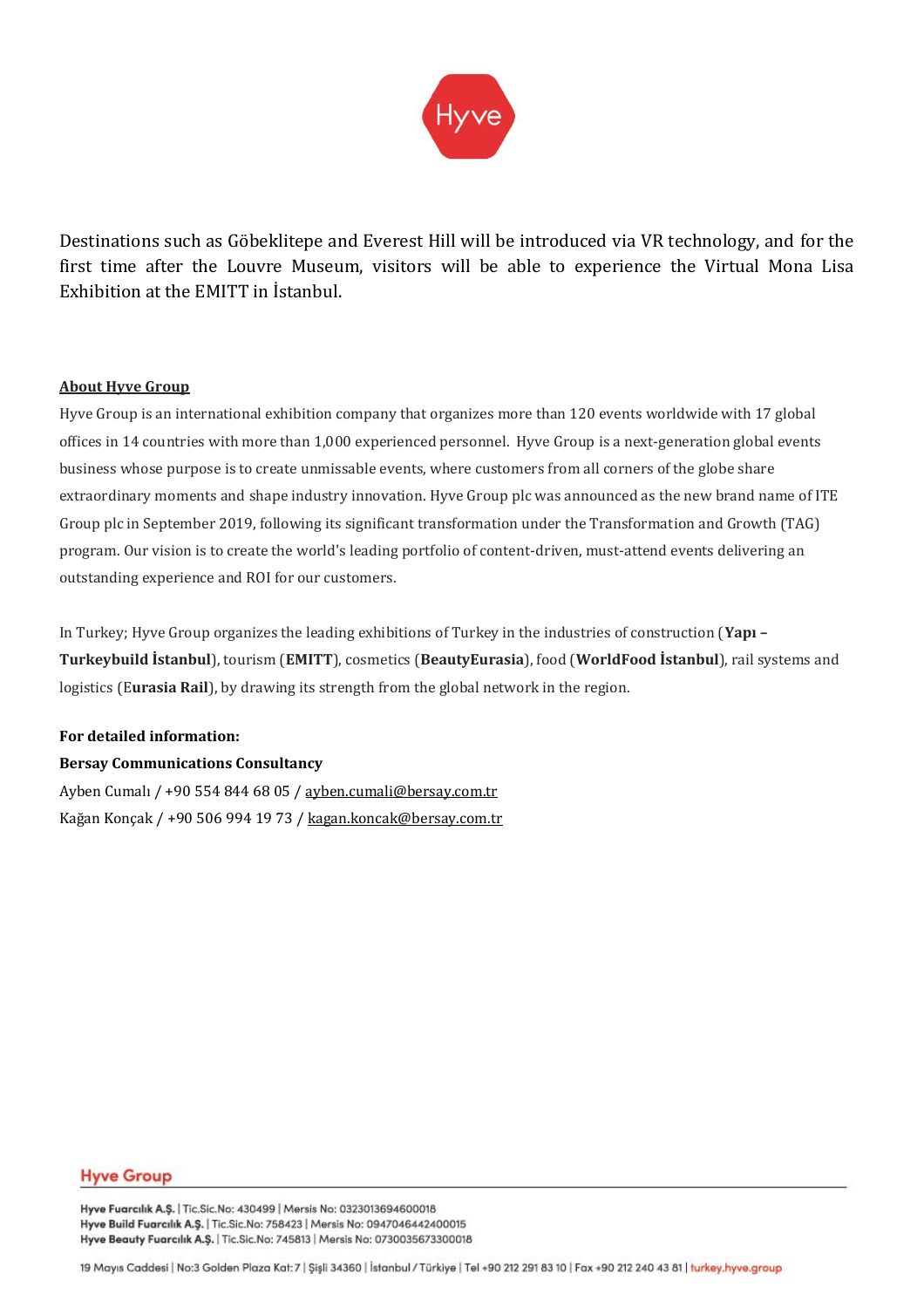Destinations such as Göbeklitepe and Everest Hill will be introduced via VR technology, and for the first time after the Louvre Museum, visitors will be able to experience the Virtual Mona Lisa Exhibition at the EMITT in İstanbul.

**About Hyve Group**

Hyve Group is an international exhibition company that organizes more than 120 events worldwide with 17 global offices in 14 countries with more than 1,000 experienced personnel. Hyve Group is a next-generation global events business whose purpose is to create unmissable events, where customers from all corners of the globe share extraordinary moments and shape industry innovation. Hyve Group plc was announced as the new brand name of ITE Group plc in September 2019, following its significant transformation under the Transformation and Growth (TAG) program. Our vision is to create the world's leading portfolio of content-driven, must-attend events delivering an outstanding experience and ROI for our customers.

In Turkey; Hyve Group organizes the leading exhibitions of Turkey in the industries of construction (**Yapı – Turkeybuild İstanbul**), tourism (**EMITT**), cosmetics (**BeautyEurasia**), food (**WorldFood İstanbul**), rail systems and logistics (E**urasia Rail**), by drawing its strength from the global network in the region.

**For detailed information:**
**Bersay Communications Consultancy**
Ayben Cumalı / +90 554 844 68 05 / ayben.cumali@bersay.com.tr
Kağan Konçak / +90 506 994 19 73 / kagan.koncak@bersay.com.tr

Hyve Group

Hyve Fuarcılık A.Ş. | Tic.Sic.No: 430499 | Mersis No: 0323013694600018
Hyve Build Fuarcılık A.Ş. | Tic.Sic.No: 758423 | Mersis No: 0947046442400015
Hyve Beauty Fuarcılık A.Ş. | Tic.Sic.No: 745813 | Mersis No: 0730035673300018

19 Mayıs Caddesi | No:3 Golden Plaza Kat:7 | Şişli 34360 | İstanbul / Türkiye | Tel +90 212 291 83 10 | Fax +90 212 240 43 81 | turkey.hyve.group